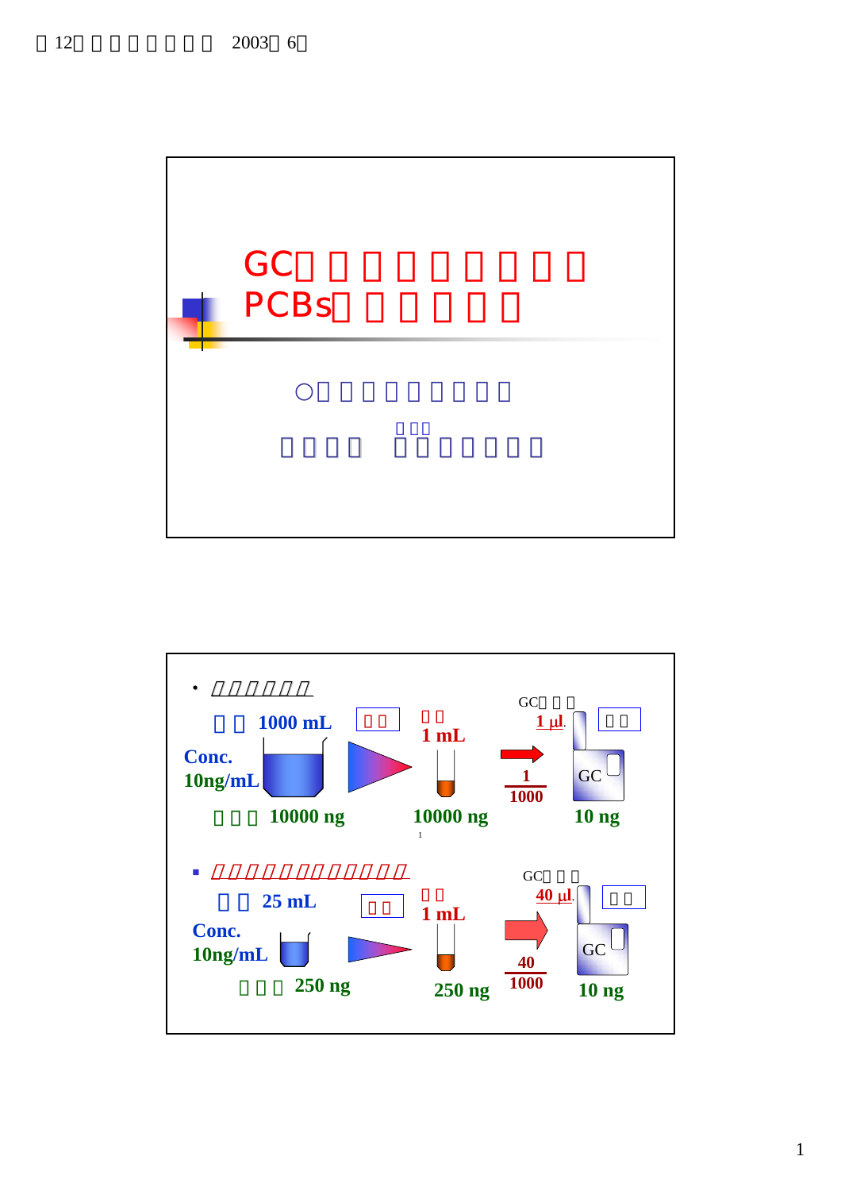# GC□□□□□□□□□□
# PCBs□□□□□□

○□□□□□□□□□□

□□□

□□□□ □□□□□□□

---

- □□□□□□

□□ 1000 mL □□ □□ 1 mL GC□□□ 1 μL □□

Conc. 10ng/mL

□□□ 10000 ng　10000 ng　$\frac{1}{1000}$　GC　10 ng

- □□□□□□□□□□□□□□

□□ 25 mL □□ □□ 1 mL GC□□□ 40 μL □□

Conc. 10ng/mL

□□□ 250 ng　250 ng　$\frac{40}{1000}$　GC　10 ng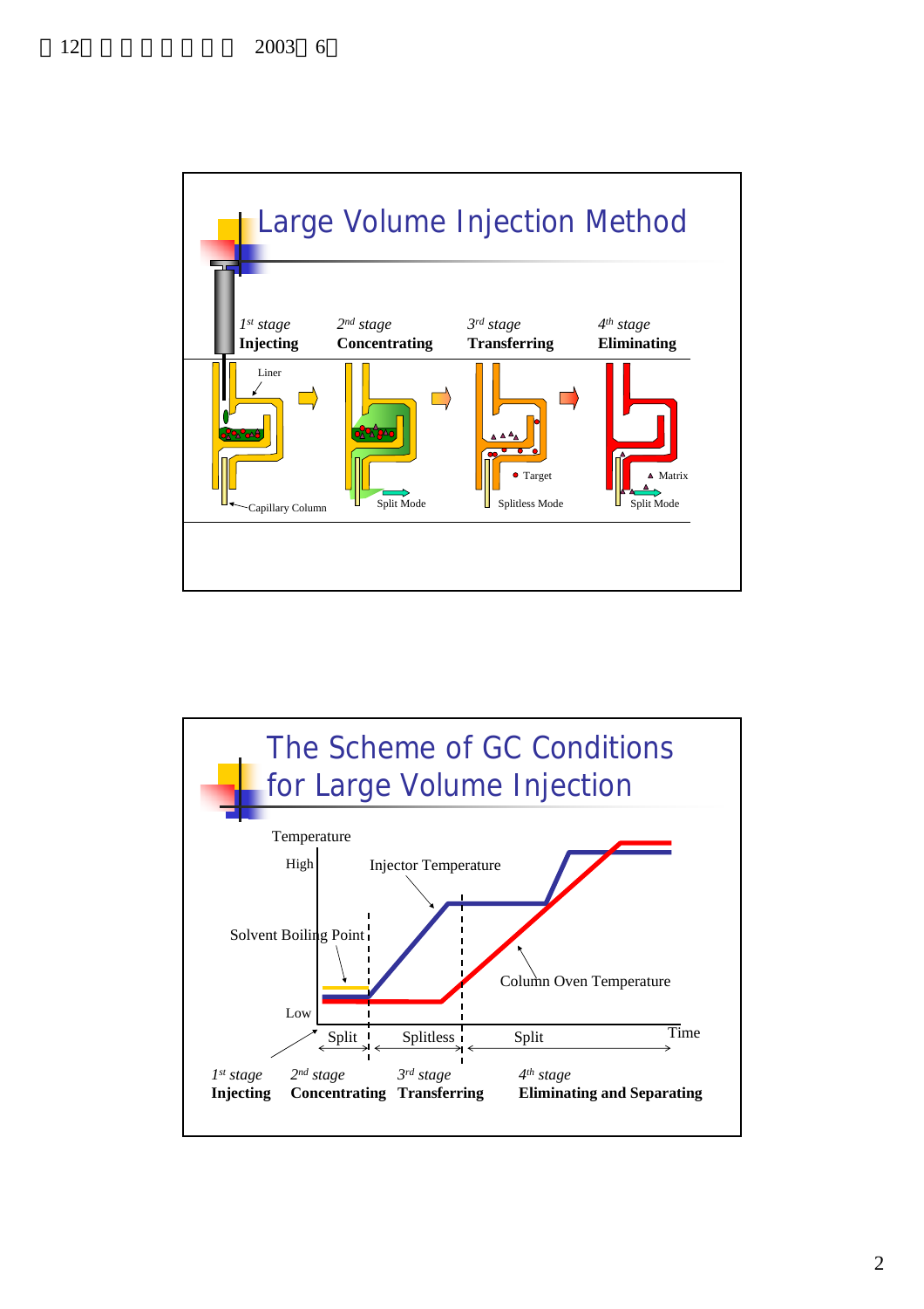## Large Volume Injection Method

| *1st stage* **Injecting** | *2nd stage* **Concentrating** | *3rd stage* **Transferring** | *4th stage* **Eliminating** |
| --- | --- | --- | --- |
| Liner; Capillary Column | Split Mode | Target; Splitless Mode | Matrix; Split Mode |

## The Scheme of GC Conditions for Large Volume Injection

Temperature

High

Low

Injector Temperature

Solvent Boiling Point

Column Oven Temperature

Time

| Split | Splitless | Split |
| --- | --- | --- |

*1st stage* **Injecting**

*2nd stage* **Concentrating**

*3rd stage* **Transferring**

*4th stage* **Eliminating and Separating**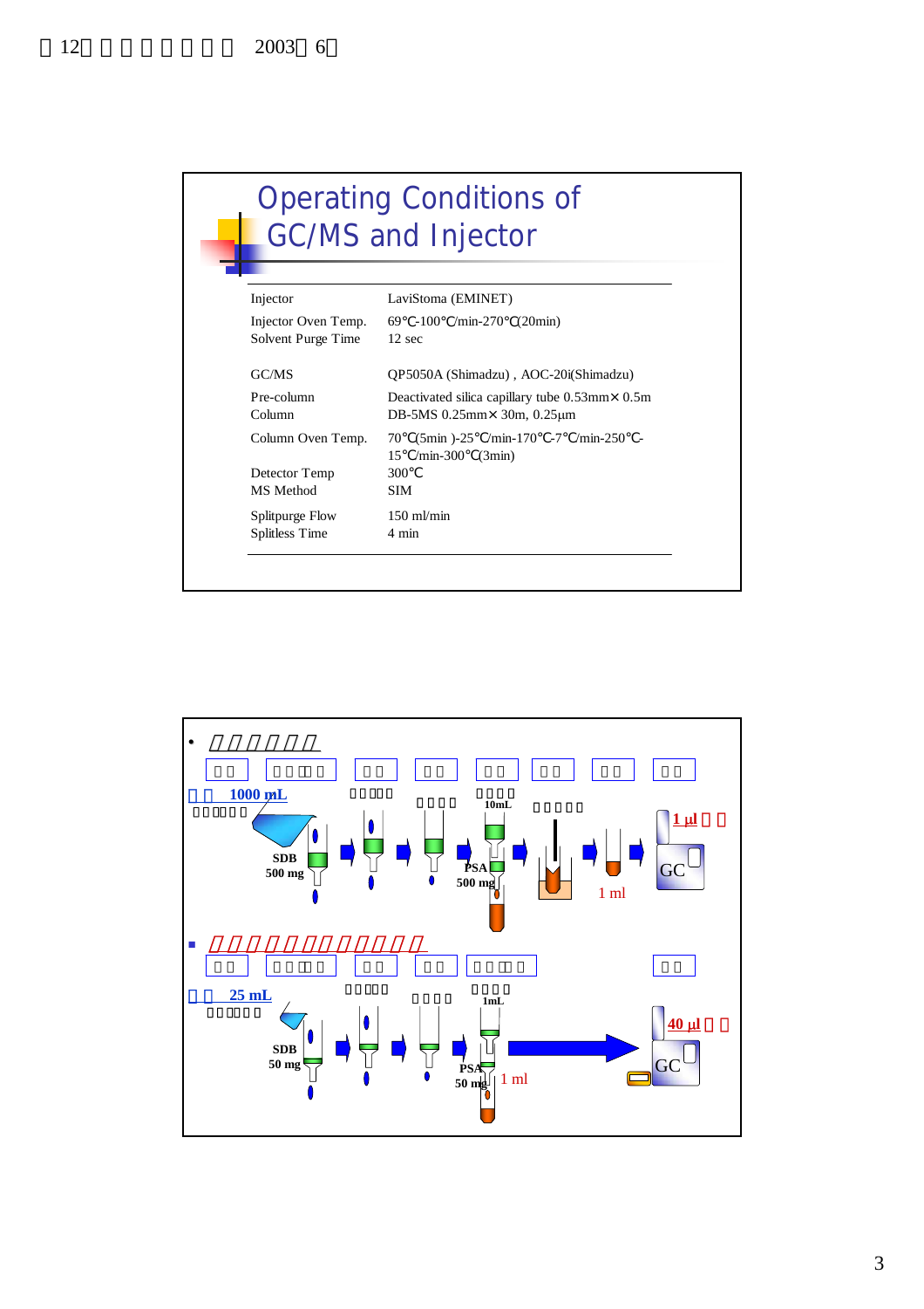## Operating Conditions of GC/MS and Injector

| | |
|---|---|
| Injector | LaviStoma (EMINET) |
| Injector Oven Temp. | 69℃-100℃/min-270℃(20min) |
| Solvent Purge Time | 12 sec |
| GC/MS | QP5050A (Shimadzu) , AOC-20i(Shimadzu) |
| Pre-column | Deactivated silica capillary tube 0.53mm× 0.5m |
| Column | DB-5MS 0.25mm× 30m, 0.25µm |
| Column Oven Temp. | 70℃(5min )-25℃/min-170℃-7℃/min-250℃-15℃/min-300℃(3min) |
| Detector Temp | 300℃ |
| MS Method | SIM |
| Splitpurge Flow | 150 ml/min |
| Splitless Time | 4 min |

- 1000 mL
  - SDB 500 mg
  - 10mL
  - PSA 500 mg
  - 1 ml
  - 1 µl
  - GC

- 25 mL
  - SDB 50 mg
  - 1mL
  - PSA 50 mg
  - 1 ml
  - 40 µl
  - GC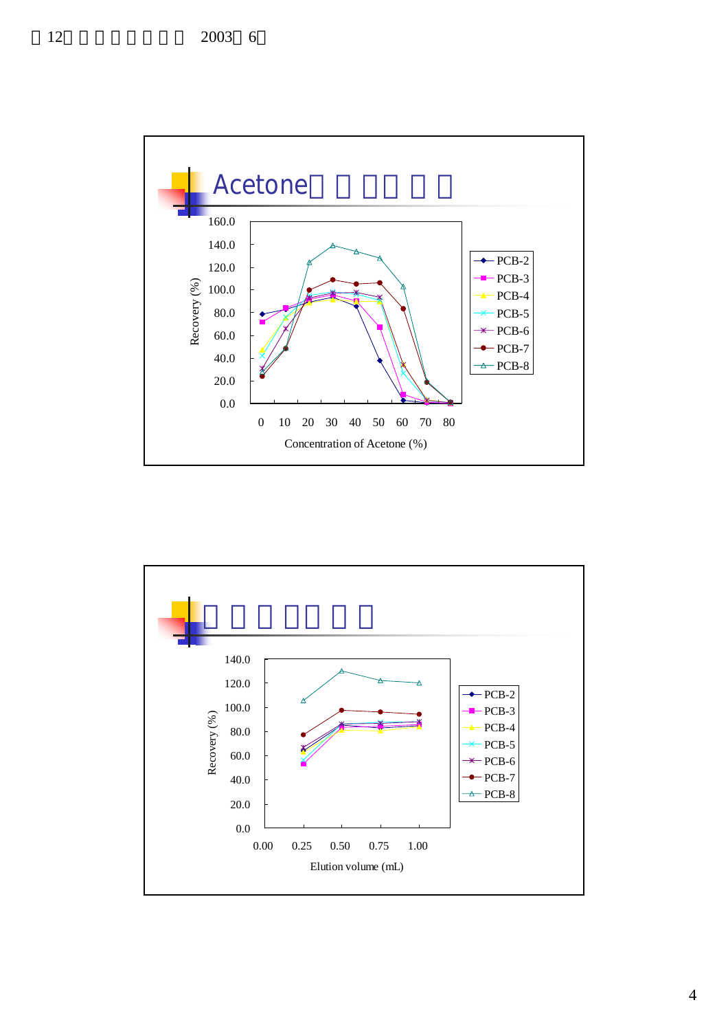## Acetone

Recovery (%)

Concentration of Acetone (%)

PCB-2, PCB-3, PCB-4, PCB-5, PCB-6, PCB-7, PCB-8

Recovery (%)

Elution volume (mL)

PCB-2, PCB-3, PCB-4, PCB-5, PCB-6, PCB-7, PCB-8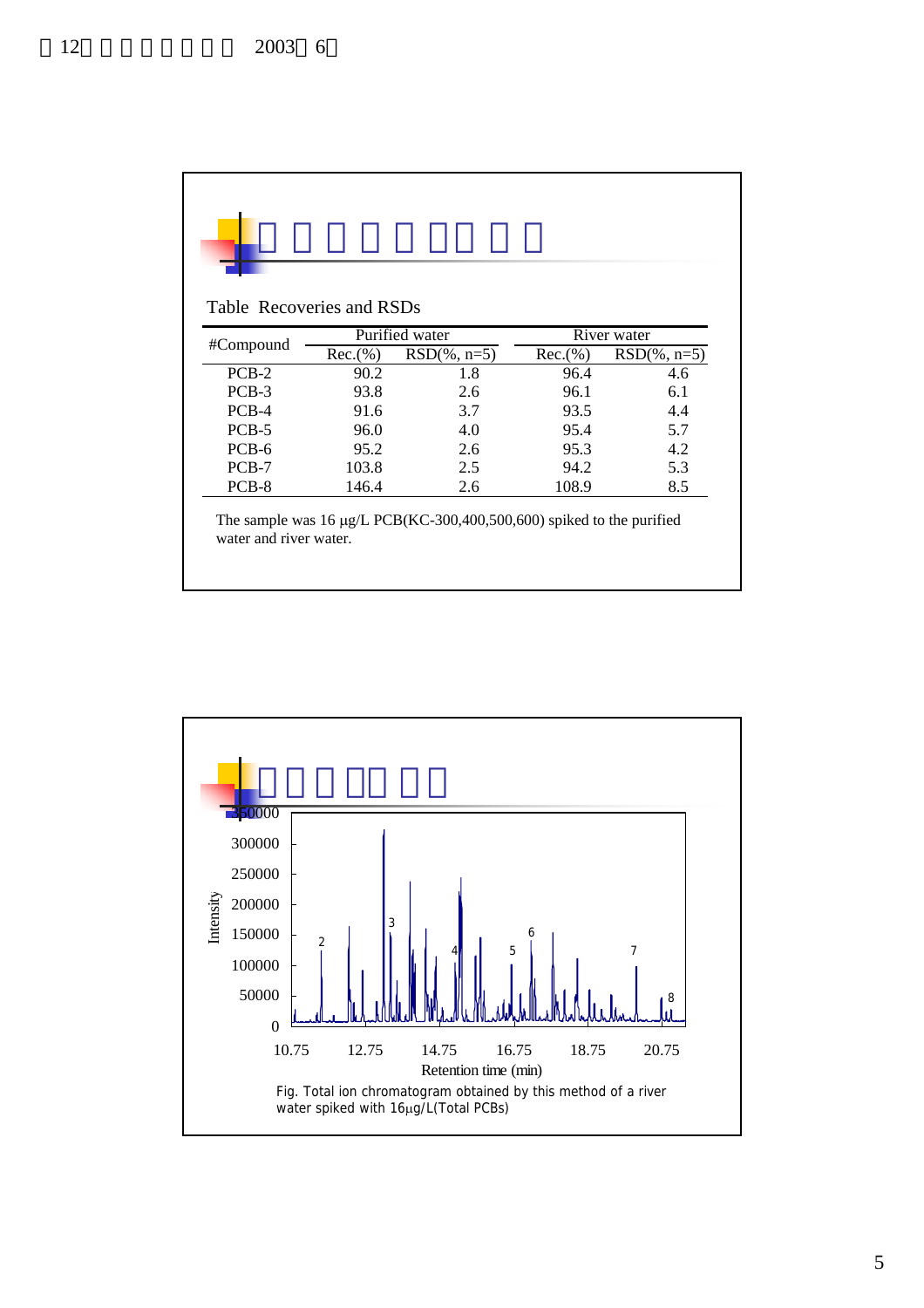Table Recoveries and RSDs

| #Compound | Purified water | | River water | |
|---|---|---|---|---|
| | Rec.(%) | RSD(%, n=5) | Rec.(%) | RSD(%, n=5) |
| PCB-2 | 90.2 | 1.8 | 96.4 | 4.6 |
| PCB-3 | 93.8 | 2.6 | 96.1 | 6.1 |
| PCB-4 | 91.6 | 3.7 | 93.5 | 4.4 |
| PCB-5 | 96.0 | 4.0 | 95.4 | 5.7 |
| PCB-6 | 95.2 | 2.6 | 95.3 | 4.2 |
| PCB-7 | 103.8 | 2.5 | 94.2 | 5.3 |
| PCB-8 | 146.4 | 2.6 | 108.9 | 8.5 |

The sample was 16 μg/L PCB(KC-300,400,500,600) spiked to the purified water and river water.

Fig. Total ion chromatogram obtained by this method of a river water spiked with 16μg/L(Total PCBs)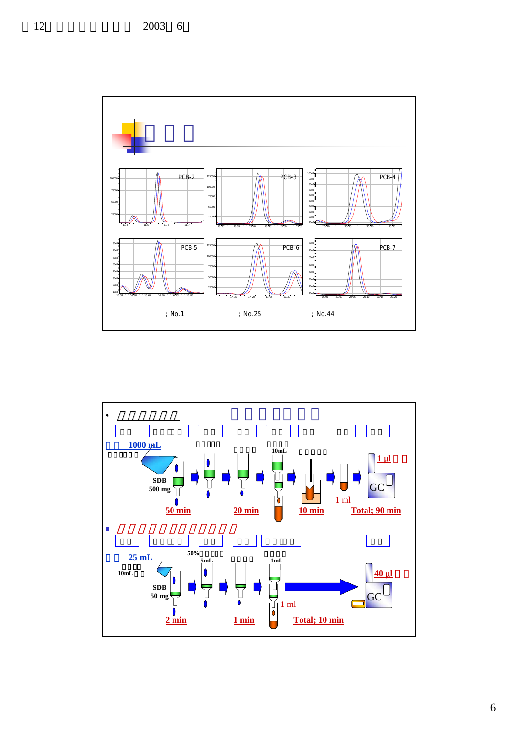## □□□

PCB-2 PCB-3 PCB-4

PCB-5 PCB-6 PCB-7

——; No.1 ——; No.25 ——; No.44

• *□□□□□□□* □□□□□□□

| □□ | □□□□□ | □□ | □□ | □□ | □□ | □□ | □□ |
|---|---|---|---|---|---|---|---|

□□ 1000 mL

□□□□□□

SDB 500 mg

□□□□□ □□□□ □□□□ 10mL □□□□□

50 min 20 min 10 min

1 ml

1 µl □□

GC

Total; 90 min

■ *□□□□□□□□□□□□□□*

| □□ | □□□□□ | □□ | □□ | □□□□□ | □□ |
|---|---|---|---|---|---|

□□ 25 mL

□□□□ 10mL □□

SDB 50 mg

50%□□□□□ 5mL □□□□ □□□□ 1mL

2 min 1 min

1 ml

40 µl □□

GC

Total; 10 min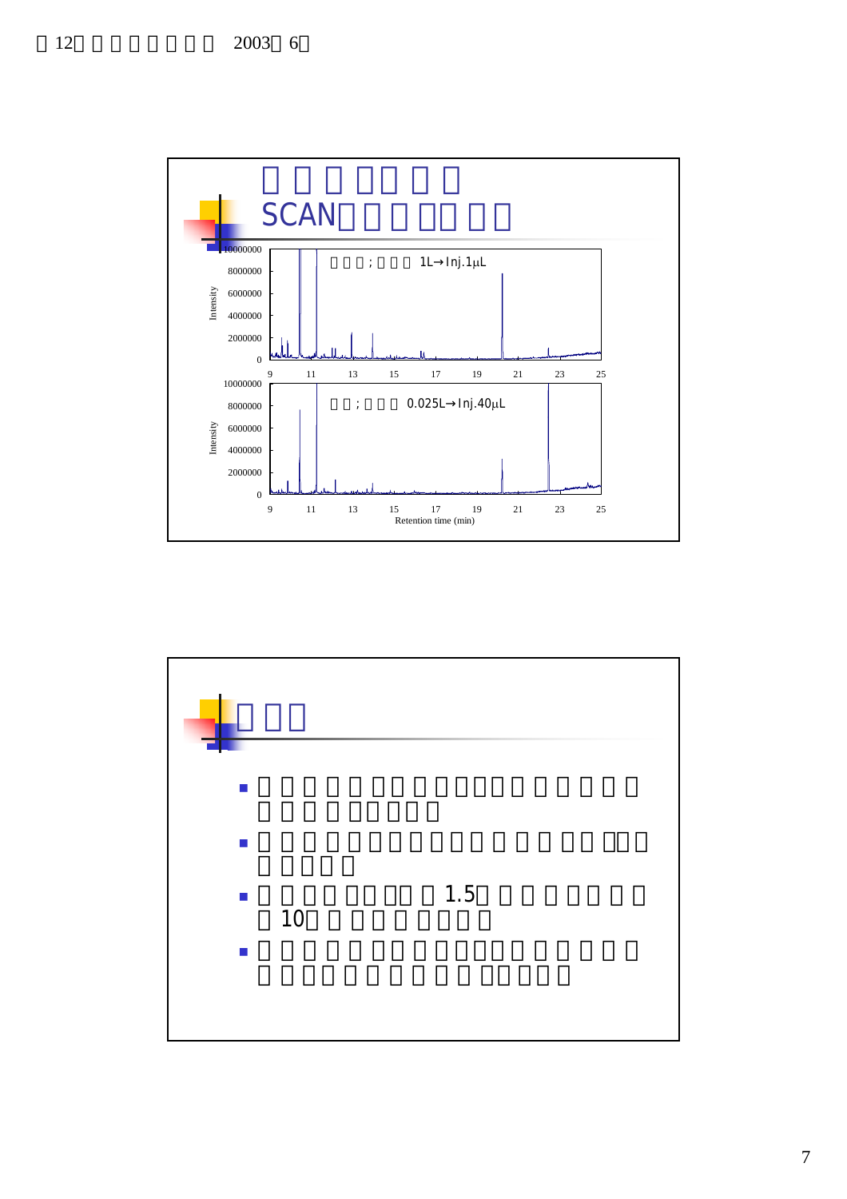## SCAN

| | |
|---|---|
| 10000000 | ; 1L→Inj.1μL |
| 8000000 | |
| 6000000 | |
| 4000000 | |
| 2000000 | |
| 0 | |

Intensity

9 11 13 15 17 19 21 23 25

| | |
|---|---|
| 10000000 | ; 0.025L→Inj.40μL |
| 8000000 | |
| 6000000 | |
| 4000000 | |
| 2000000 | |
| 0 | |

Intensity

9 11 13 15 17 19 21 23 25

Retention time (min)

- 
- 
- 1.5 10
-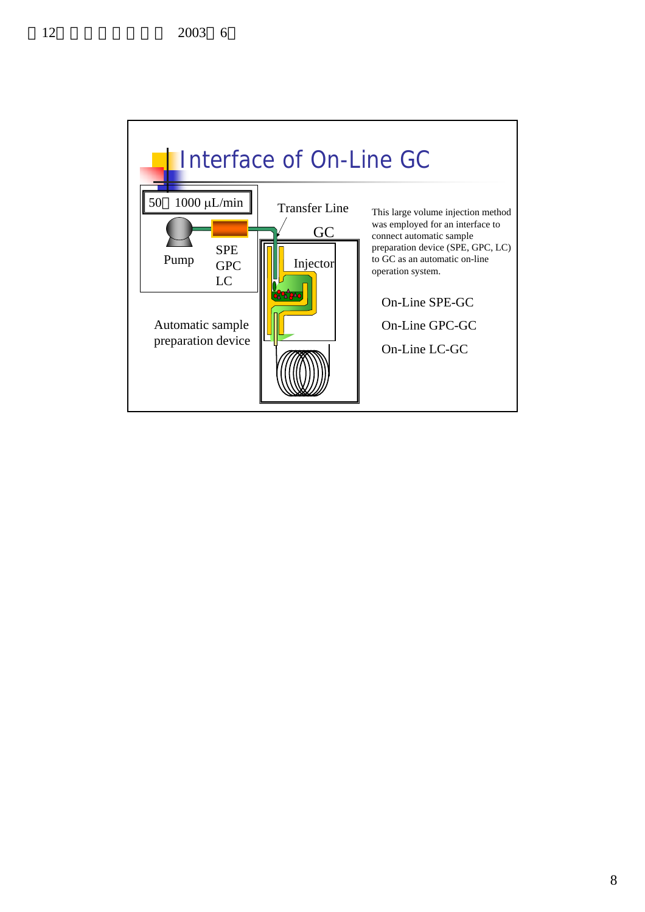# Interface of On-Line GC

50～1000 μL/min

Pump

SPE
GPC
LC

Transfer Line

GC

Injector

Automatic sample preparation device

This large volume injection method was employed for an interface to connect automatic sample preparation device (SPE, GPC, LC) to GC as an automatic on-line operation system.

On-Line SPE-GC

On-Line GPC-GC

On-Line LC-GC